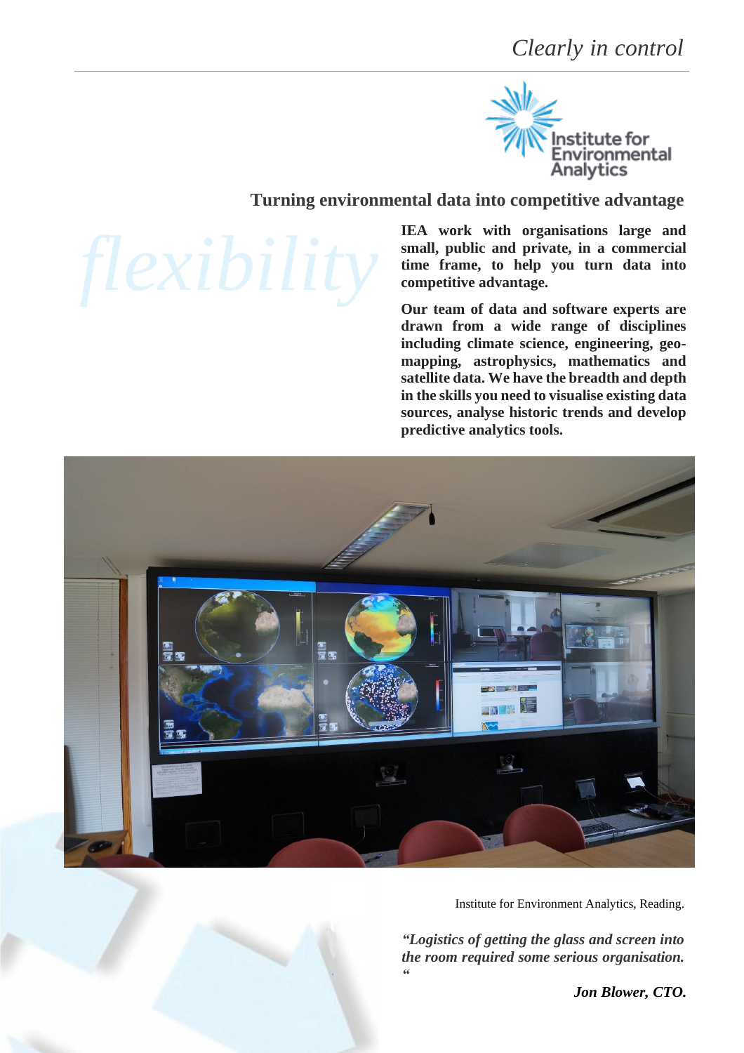*Clearly in control*

Institute for Environmental Analytics

## Turning environmental data into competitive advantage

*flexibility*

**IEA work with organisations large and small, public and private, in a commercial time frame, to help you turn data into competitive advantage.**

**Our team of data and software experts are drawn from a wide range of disciplines including climate science, engineering, geo-mapping, astrophysics, mathematics and satellite data. We have the breadth and depth in the skills you need to visualise existing data sources, analyse historic trends and develop predictive analytics tools.**

Institute for Environment Analytics, Reading.

***"Logistics of getting the glass and screen into the room required some serious organisation. "***

***Jon Blower, CTO.***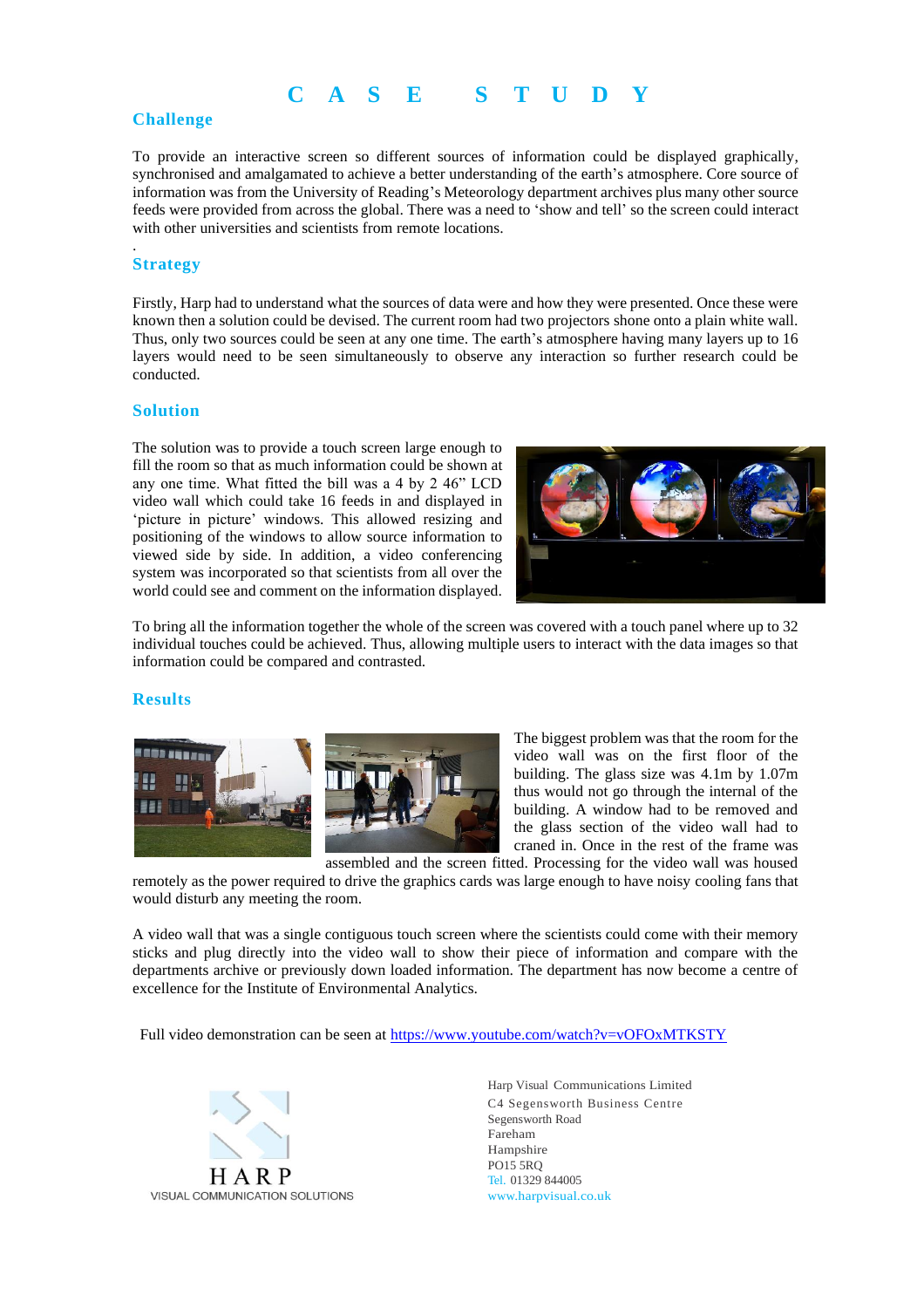# C A S E S T U D Y

## Challenge

To provide an interactive screen so different sources of information could be displayed graphically, synchronised and amalgamated to achieve a better understanding of the earth's atmosphere. Core source of information was from the University of Reading's Meteorology department archives plus many other source feeds were provided from across the global. There was a need to 'show and tell' so the screen could interact with other universities and scientists from remote locations.

.

## Strategy

Firstly, Harp had to understand what the sources of data were and how they were presented. Once these were known then a solution could be devised. The current room had two projectors shone onto a plain white wall. Thus, only two sources could be seen at any one time. The earth's atmosphere having many layers up to 16 layers would need to be seen simultaneously to observe any interaction so further research could be conducted.

## Solution

The solution was to provide a touch screen large enough to fill the room so that as much information could be shown at any one time. What fitted the bill was a 4 by 2 46" LCD video wall which could take 16 feeds in and displayed in 'picture in picture' windows. This allowed resizing and positioning of the windows to allow source information to viewed side by side. In addition, a video conferencing system was incorporated so that scientists from all over the world could see and comment on the information displayed.

To bring all the information together the whole of the screen was covered with a touch panel where up to 32 individual touches could be achieved. Thus, allowing multiple users to interact with the data images so that information could be compared and contrasted.

## Results

The biggest problem was that the room for the video wall was on the first floor of the building. The glass size was 4.1m by 1.07m thus would not go through the internal of the building. A window had to be removed and the glass section of the video wall had to craned in. Once in the rest of the frame was assembled and the screen fitted. Processing for the video wall was housed remotely as the power required to drive the graphics cards was large enough to have noisy cooling fans that would disturb any meeting the room.

A video wall that was a single contiguous touch screen where the scientists could come with their memory sticks and plug directly into the video wall to show their piece of information and compare with the departments archive or previously down loaded information. The department has now become a centre of excellence for the Institute of Environmental Analytics.

Full video demonstration can be seen at https://www.youtube.com/watch?v=vOFOxMTKSTY

HARP
VISUAL COMMUNICATION SOLUTIONS

Harp Visual Communications Limited
C4 Segensworth Business Centre
Segensworth Road
Fareham
Hampshire
PO15 5RQ
Tel. 01329 844005
www.harpvisual.co.uk